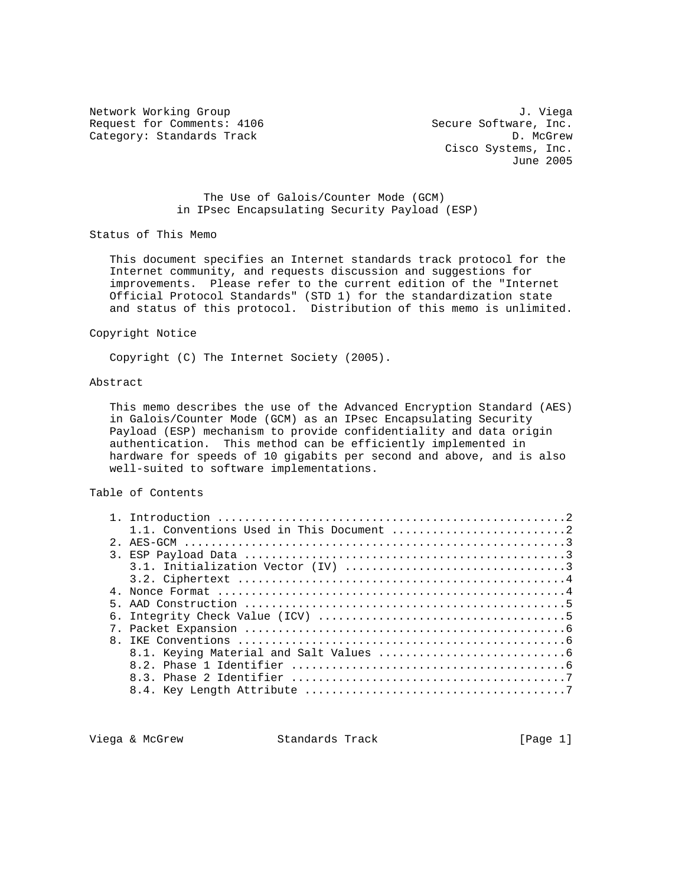Network Working Group J. Viega
Request for Comments: 4106 Secure Software, Inc.
Category: Standards Track D. McGrew
Cisco Systems, Inc.
June 2005

# The Use of Galois/Counter Mode (GCM) in IPsec Encapsulating Security Payload (ESP)

## Status of This Memo

This document specifies an Internet standards track protocol for the Internet community, and requests discussion and suggestions for improvements. Please refer to the current edition of the "Internet Official Protocol Standards" (STD 1) for the standardization state and status of this protocol. Distribution of this memo is unlimited.

## Copyright Notice

Copyright (C) The Internet Society (2005).

## Abstract

This memo describes the use of the Advanced Encryption Standard (AES) in Galois/Counter Mode (GCM) as an IPsec Encapsulating Security Payload (ESP) mechanism to provide confidentiality and data origin authentication. This method can be efficiently implemented in hardware for speeds of 10 gigabits per second and above, and is also well-suited to software implementations.

## Table of Contents

1. Introduction ....................................................2
   1.1. Conventions Used in This Document ..........................2
2. AES-GCM ........................................................3
3. ESP Payload Data ...............................................3
   3.1. Initialization Vector (IV) .................................3
   3.2. Ciphertext .................................................4
4. Nonce Format ...................................................4
5. AAD Construction ...............................................5
6. Integrity Check Value (ICV) ....................................5
7. Packet Expansion ...............................................6
8. IKE Conventions ................................................6
   8.1. Keying Material and Salt Values ............................6
   8.2. Phase 1 Identifier .........................................6
   8.3. Phase 2 Identifier .........................................7
   8.4. Key Length Attribute .......................................7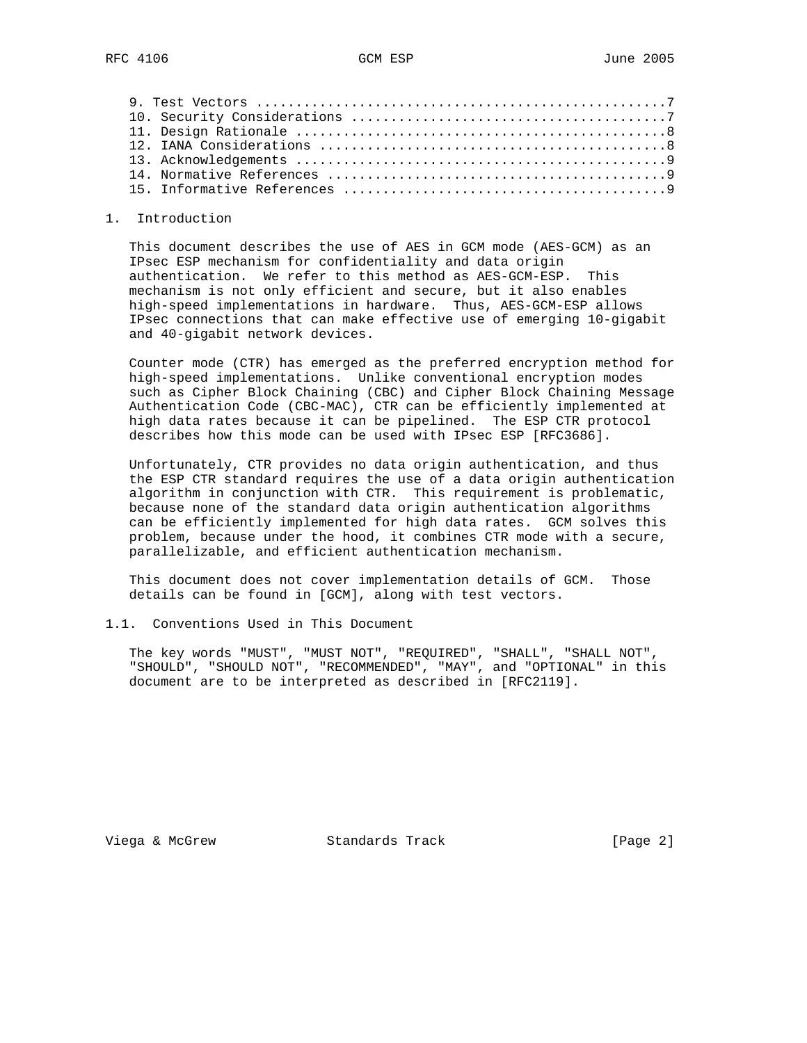9. Test Vectors ....................................................7
10. Security Considerations ........................................7
11. Design Rationale ...............................................8
12. IANA Considerations ............................................8
13. Acknowledgements ...............................................9
14. Normative References ...........................................9
15. Informative References .........................................9

## 1. Introduction

This document describes the use of AES in GCM mode (AES-GCM) as an IPsec ESP mechanism for confidentiality and data origin authentication. We refer to this method as AES-GCM-ESP. This mechanism is not only efficient and secure, but it also enables high-speed implementations in hardware. Thus, AES-GCM-ESP allows IPsec connections that can make effective use of emerging 10-gigabit and 40-gigabit network devices.

Counter mode (CTR) has emerged as the preferred encryption method for high-speed implementations. Unlike conventional encryption modes such as Cipher Block Chaining (CBC) and Cipher Block Chaining Message Authentication Code (CBC-MAC), CTR can be efficiently implemented at high data rates because it can be pipelined. The ESP CTR protocol describes how this mode can be used with IPsec ESP [RFC3686].

Unfortunately, CTR provides no data origin authentication, and thus the ESP CTR standard requires the use of a data origin authentication algorithm in conjunction with CTR. This requirement is problematic, because none of the standard data origin authentication algorithms can be efficiently implemented for high data rates. GCM solves this problem, because under the hood, it combines CTR mode with a secure, parallelizable, and efficient authentication mechanism.

This document does not cover implementation details of GCM. Those details can be found in [GCM], along with test vectors.

### 1.1. Conventions Used in This Document

The key words "MUST", "MUST NOT", "REQUIRED", "SHALL", "SHALL NOT", "SHOULD", "SHOULD NOT", "RECOMMENDED", "MAY", and "OPTIONAL" in this document are to be interpreted as described in [RFC2119].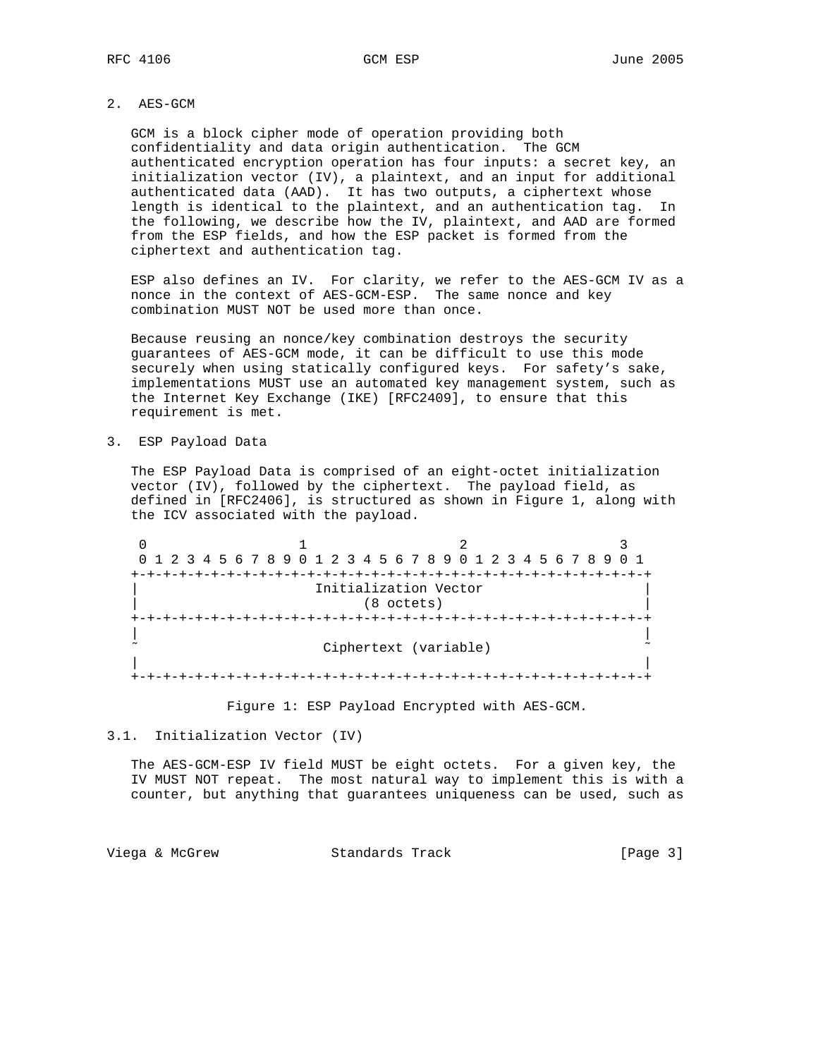## 2. AES-GCM

GCM is a block cipher mode of operation providing both confidentiality and data origin authentication. The GCM authenticated encryption operation has four inputs: a secret key, an initialization vector (IV), a plaintext, and an input for additional authenticated data (AAD). It has two outputs, a ciphertext whose length is identical to the plaintext, and an authentication tag. In the following, we describe how the IV, plaintext, and AAD are formed from the ESP fields, and how the ESP packet is formed from the ciphertext and authentication tag.

ESP also defines an IV. For clarity, we refer to the AES-GCM IV as a nonce in the context of AES-GCM-ESP. The same nonce and key combination MUST NOT be used more than once.

Because reusing an nonce/key combination destroys the security guarantees of AES-GCM mode, it can be difficult to use this mode securely when using statically configured keys. For safety's sake, implementations MUST use an automated key management system, such as the Internet Key Exchange (IKE) [RFC2409], to ensure that this requirement is met.

## 3. ESP Payload Data

The ESP Payload Data is comprised of an eight-octet initialization vector (IV), followed by the ciphertext. The payload field, as defined in [RFC2406], is structured as shown in Figure 1, along with the ICV associated with the payload.

```
 0                   1                   2                   3
 0 1 2 3 4 5 6 7 8 9 0 1 2 3 4 5 6 7 8 9 0 1 2 3 4 5 6 7 8 9 0 1
+-+-+-+-+-+-+-+-+-+-+-+-+-+-+-+-+-+-+-+-+-+-+-+-+-+-+-+-+-+-+-+-+
|                     Initialization Vector                     |
|                          (8 octets)                           |
+-+-+-+-+-+-+-+-+-+-+-+-+-+-+-+-+-+-+-+-+-+-+-+-+-+-+-+-+-+-+-+-+
|                                                               |
~                      Ciphertext (variable)                    ~
|                                                               |
+-+-+-+-+-+-+-+-+-+-+-+-+-+-+-+-+-+-+-+-+-+-+-+-+-+-+-+-+-+-+-+-+
```

Figure 1: ESP Payload Encrypted with AES-GCM.

### 3.1. Initialization Vector (IV)

The AES-GCM-ESP IV field MUST be eight octets. For a given key, the IV MUST NOT repeat. The most natural way to implement this is with a counter, but anything that guarantees uniqueness can be used, such as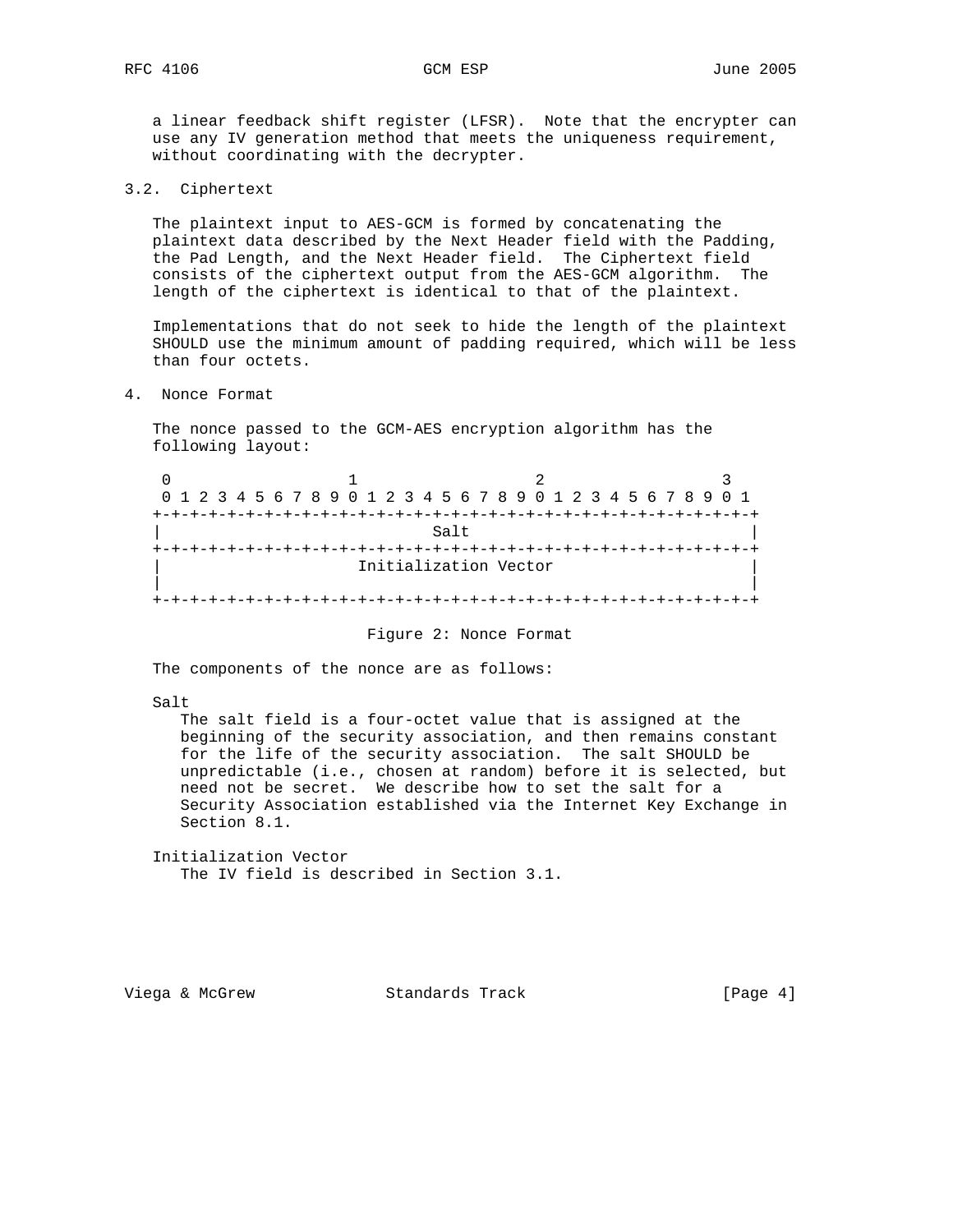a linear feedback shift register (LFSR). Note that the encrypter can use any IV generation method that meets the uniqueness requirement, without coordinating with the decrypter.

## 3.2. Ciphertext

The plaintext input to AES-GCM is formed by concatenating the plaintext data described by the Next Header field with the Padding, the Pad Length, and the Next Header field. The Ciphertext field consists of the ciphertext output from the AES-GCM algorithm. The length of the ciphertext is identical to that of the plaintext.

Implementations that do not seek to hide the length of the plaintext SHOULD use the minimum amount of padding required, which will be less than four octets.

# 4. Nonce Format

The nonce passed to the GCM-AES encryption algorithm has the following layout:

```
 0                   1                   2                   3
 0 1 2 3 4 5 6 7 8 9 0 1 2 3 4 5 6 7 8 9 0 1 2 3 4 5 6 7 8 9 0 1
+-+-+-+-+-+-+-+-+-+-+-+-+-+-+-+-+-+-+-+-+-+-+-+-+-+-+-+-+-+-+-+-+
|                             Salt                              |
+-+-+-+-+-+-+-+-+-+-+-+-+-+-+-+-+-+-+-+-+-+-+-+-+-+-+-+-+-+-+-+-+
|                     Initialization Vector                     |
|                                                               |
+-+-+-+-+-+-+-+-+-+-+-+-+-+-+-+-+-+-+-+-+-+-+-+-+-+-+-+-+-+-+-+-+
```

Figure 2: Nonce Format

The components of the nonce are as follows:

Salt
: The salt field is a four-octet value that is assigned at the beginning of the security association, and then remains constant for the life of the security association. The salt SHOULD be unpredictable (i.e., chosen at random) before it is selected, but need not be secret. We describe how to set the salt for a Security Association established via the Internet Key Exchange in Section 8.1.

Initialization Vector
: The IV field is described in Section 3.1.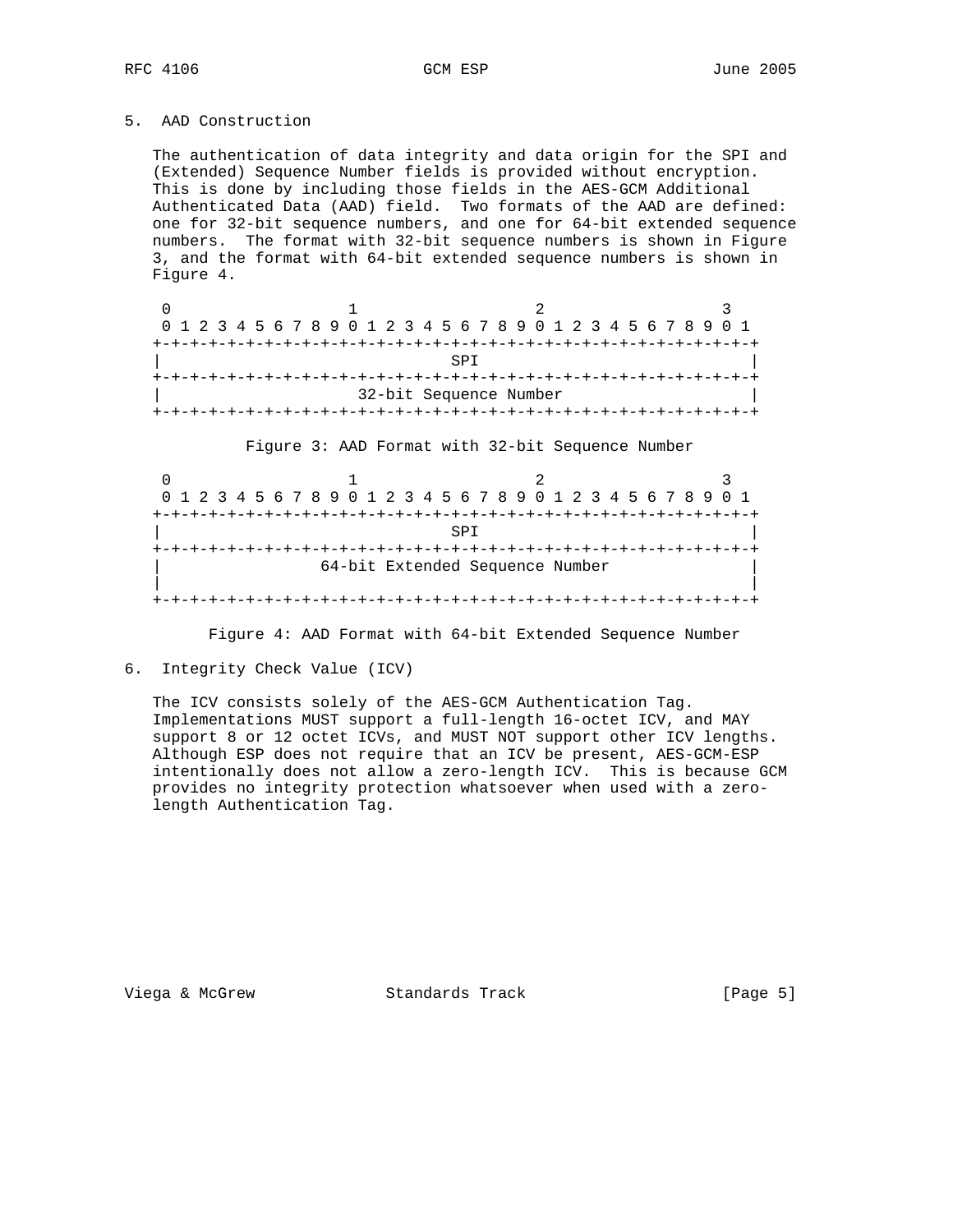## 5. AAD Construction

The authentication of data integrity and data origin for the SPI and (Extended) Sequence Number fields is provided without encryption. This is done by including those fields in the AES-GCM Additional Authenticated Data (AAD) field. Two formats of the AAD are defined: one for 32-bit sequence numbers, and one for 64-bit extended sequence numbers. The format with 32-bit sequence numbers is shown in Figure 3, and the format with 64-bit extended sequence numbers is shown in Figure 4.

```
 0                   1                   2                   3
 0 1 2 3 4 5 6 7 8 9 0 1 2 3 4 5 6 7 8 9 0 1 2 3 4 5 6 7 8 9 0 1
+-+-+-+-+-+-+-+-+-+-+-+-+-+-+-+-+-+-+-+-+-+-+-+-+-+-+-+-+-+-+-+-+
|                               SPI                             |
+-+-+-+-+-+-+-+-+-+-+-+-+-+-+-+-+-+-+-+-+-+-+-+-+-+-+-+-+-+-+-+-+
|                     32-bit Sequence Number                    |
+-+-+-+-+-+-+-+-+-+-+-+-+-+-+-+-+-+-+-+-+-+-+-+-+-+-+-+-+-+-+-+-+
```

Figure 3: AAD Format with 32-bit Sequence Number

```
 0                   1                   2                   3
 0 1 2 3 4 5 6 7 8 9 0 1 2 3 4 5 6 7 8 9 0 1 2 3 4 5 6 7 8 9 0 1
+-+-+-+-+-+-+-+-+-+-+-+-+-+-+-+-+-+-+-+-+-+-+-+-+-+-+-+-+-+-+-+-+
|                               SPI                             |
+-+-+-+-+-+-+-+-+-+-+-+-+-+-+-+-+-+-+-+-+-+-+-+-+-+-+-+-+-+-+-+-+
|                 64-bit Extended Sequence Number               |
|                                                               |
+-+-+-+-+-+-+-+-+-+-+-+-+-+-+-+-+-+-+-+-+-+-+-+-+-+-+-+-+-+-+-+-+
```

Figure 4: AAD Format with 64-bit Extended Sequence Number

## 6. Integrity Check Value (ICV)

The ICV consists solely of the AES-GCM Authentication Tag. Implementations MUST support a full-length 16-octet ICV, and MAY support 8 or 12 octet ICVs, and MUST NOT support other ICV lengths. Although ESP does not require that an ICV be present, AES-GCM-ESP intentionally does not allow a zero-length ICV. This is because GCM provides no integrity protection whatsoever when used with a zero-length Authentication Tag.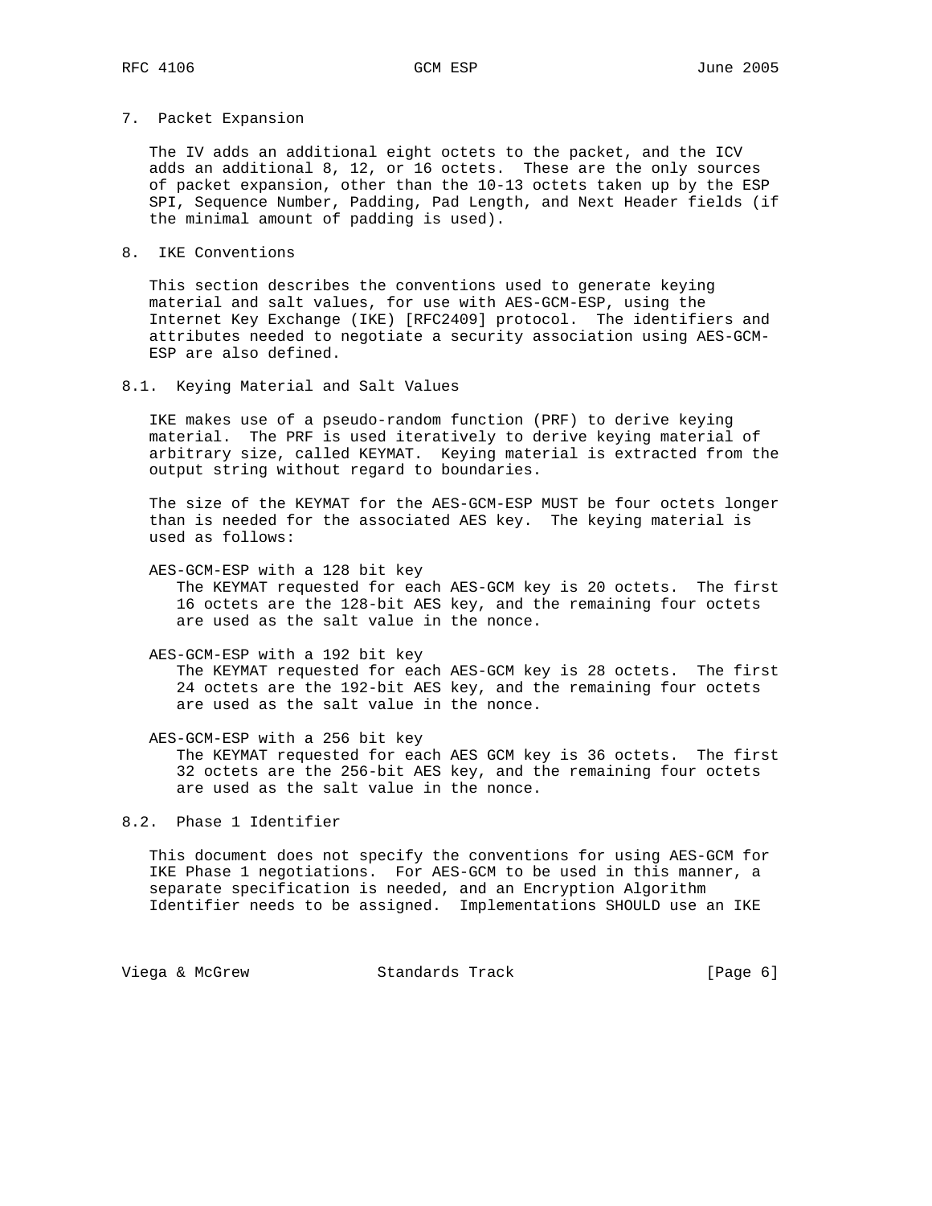## 7. Packet Expansion

The IV adds an additional eight octets to the packet, and the ICV adds an additional 8, 12, or 16 octets. These are the only sources of packet expansion, other than the 10-13 octets taken up by the ESP SPI, Sequence Number, Padding, Pad Length, and Next Header fields (if the minimal amount of padding is used).

## 8. IKE Conventions

This section describes the conventions used to generate keying material and salt values, for use with AES-GCM-ESP, using the Internet Key Exchange (IKE) [RFC2409] protocol. The identifiers and attributes needed to negotiate a security association using AES-GCM-ESP are also defined.

### 8.1. Keying Material and Salt Values

IKE makes use of a pseudo-random function (PRF) to derive keying material. The PRF is used iteratively to derive keying material of arbitrary size, called KEYMAT. Keying material is extracted from the output string without regard to boundaries.

The size of the KEYMAT for the AES-GCM-ESP MUST be four octets longer than is needed for the associated AES key. The keying material is used as follows:

AES-GCM-ESP with a 128 bit key
: The KEYMAT requested for each AES-GCM key is 20 octets. The first 16 octets are the 128-bit AES key, and the remaining four octets are used as the salt value in the nonce.

AES-GCM-ESP with a 192 bit key
: The KEYMAT requested for each AES-GCM key is 28 octets. The first 24 octets are the 192-bit AES key, and the remaining four octets are used as the salt value in the nonce.

AES-GCM-ESP with a 256 bit key
: The KEYMAT requested for each AES GCM key is 36 octets. The first 32 octets are the 256-bit AES key, and the remaining four octets are used as the salt value in the nonce.

### 8.2. Phase 1 Identifier

This document does not specify the conventions for using AES-GCM for IKE Phase 1 negotiations. For AES-GCM to be used in this manner, a separate specification is needed, and an Encryption Algorithm Identifier needs to be assigned. Implementations SHOULD use an IKE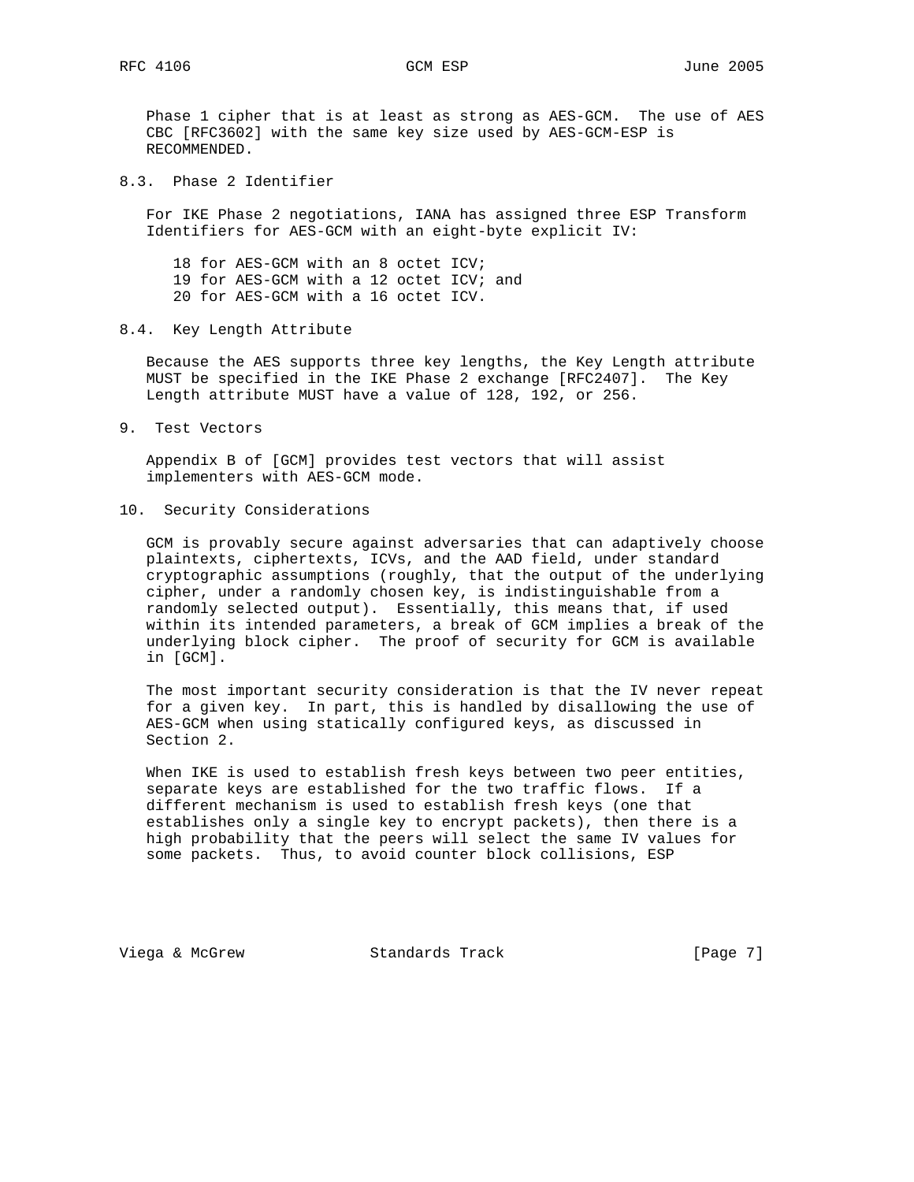Phase 1 cipher that is at least as strong as AES-GCM. The use of AES CBC [RFC3602] with the same key size used by AES-GCM-ESP is RECOMMENDED.

### 8.3. Phase 2 Identifier

For IKE Phase 2 negotiations, IANA has assigned three ESP Transform Identifiers for AES-GCM with an eight-byte explicit IV:

18 for AES-GCM with an 8 octet ICV;
19 for AES-GCM with a 12 octet ICV; and
20 for AES-GCM with a 16 octet ICV.

### 8.4. Key Length Attribute

Because the AES supports three key lengths, the Key Length attribute MUST be specified in the IKE Phase 2 exchange [RFC2407]. The Key Length attribute MUST have a value of 128, 192, or 256.

## 9. Test Vectors

Appendix B of [GCM] provides test vectors that will assist implementers with AES-GCM mode.

## 10. Security Considerations

GCM is provably secure against adversaries that can adaptively choose plaintexts, ciphertexts, ICVs, and the AAD field, under standard cryptographic assumptions (roughly, that the output of the underlying cipher, under a randomly chosen key, is indistinguishable from a randomly selected output). Essentially, this means that, if used within its intended parameters, a break of GCM implies a break of the underlying block cipher. The proof of security for GCM is available in [GCM].

The most important security consideration is that the IV never repeat for a given key. In part, this is handled by disallowing the use of AES-GCM when using statically configured keys, as discussed in Section 2.

When IKE is used to establish fresh keys between two peer entities, separate keys are established for the two traffic flows. If a different mechanism is used to establish fresh keys (one that establishes only a single key to encrypt packets), then there is a high probability that the peers will select the same IV values for some packets. Thus, to avoid counter block collisions, ESP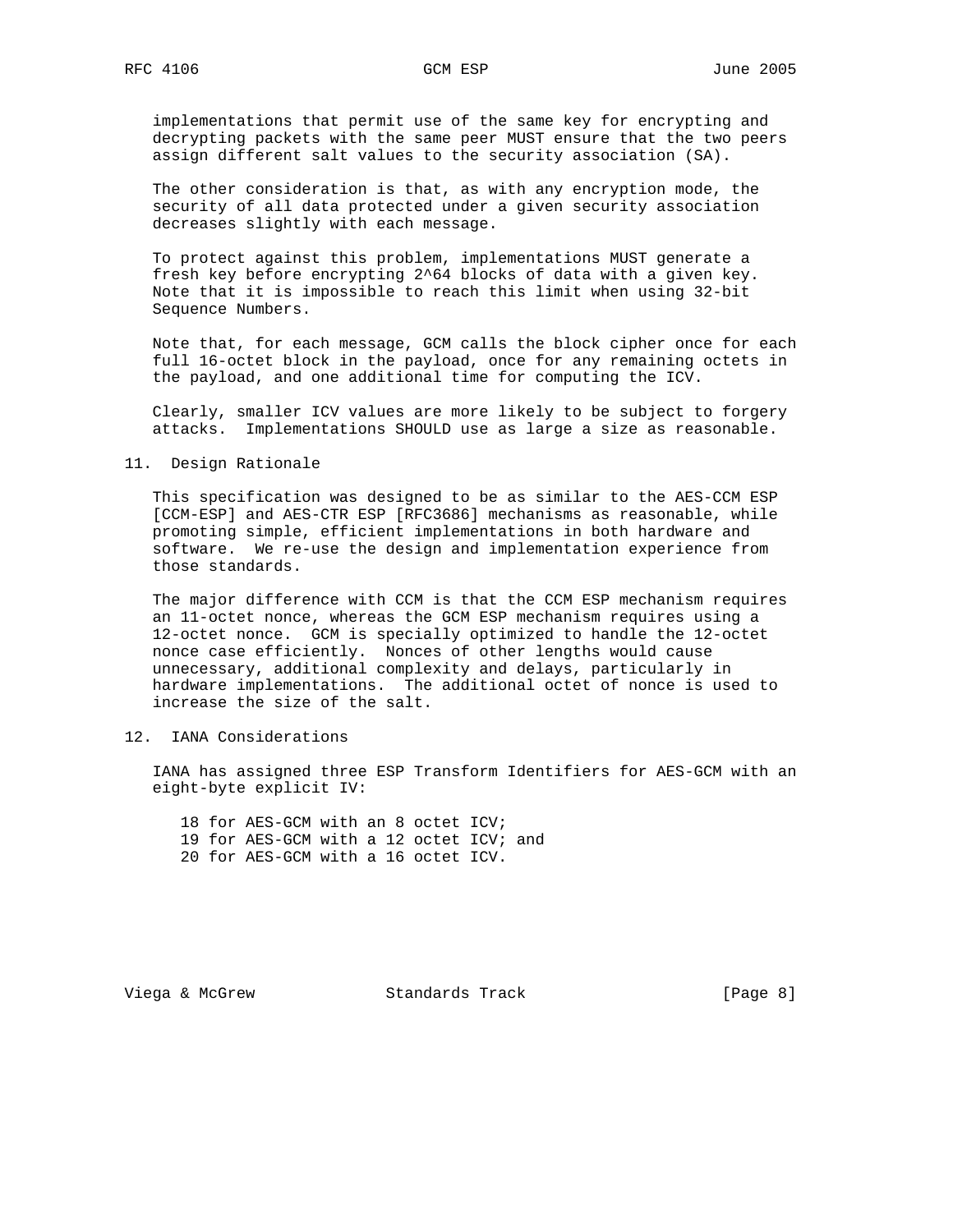implementations that permit use of the same key for encrypting and decrypting packets with the same peer MUST ensure that the two peers assign different salt values to the security association (SA).

The other consideration is that, as with any encryption mode, the security of all data protected under a given security association decreases slightly with each message.

To protect against this problem, implementations MUST generate a fresh key before encrypting $2^{64}$ blocks of data with a given key. Note that it is impossible to reach this limit when using 32-bit Sequence Numbers.

Note that, for each message, GCM calls the block cipher once for each full 16-octet block in the payload, once for any remaining octets in the payload, and one additional time for computing the ICV.

Clearly, smaller ICV values are more likely to be subject to forgery attacks. Implementations SHOULD use as large a size as reasonable.

## 11. Design Rationale

This specification was designed to be as similar to the AES-CCM ESP [CCM-ESP] and AES-CTR ESP [RFC3686] mechanisms as reasonable, while promoting simple, efficient implementations in both hardware and software. We re-use the design and implementation experience from those standards.

The major difference with CCM is that the CCM ESP mechanism requires an 11-octet nonce, whereas the GCM ESP mechanism requires using a 12-octet nonce. GCM is specially optimized to handle the 12-octet nonce case efficiently. Nonces of other lengths would cause unnecessary, additional complexity and delays, particularly in hardware implementations. The additional octet of nonce is used to increase the size of the salt.

## 12. IANA Considerations

IANA has assigned three ESP Transform Identifiers for AES-GCM with an eight-byte explicit IV:

    18 for AES-GCM with an 8 octet ICV;
    19 for AES-GCM with a 12 octet ICV; and
    20 for AES-GCM with a 16 octet ICV.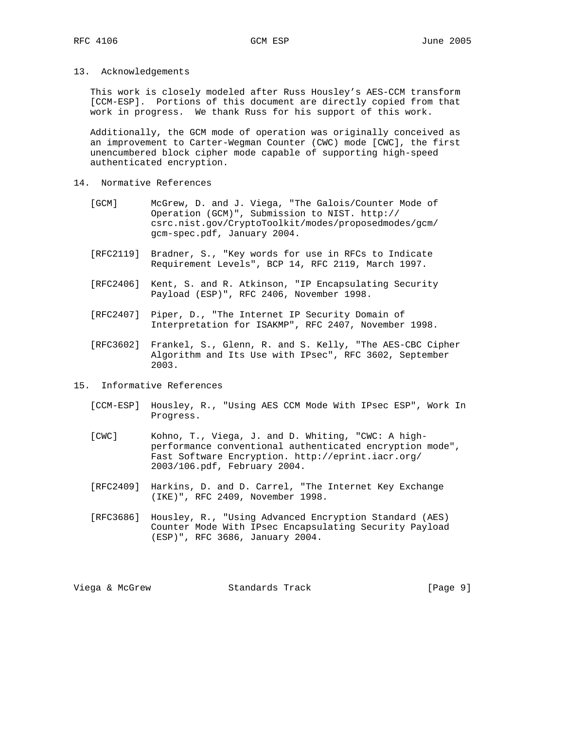## 13. Acknowledgements

This work is closely modeled after Russ Housley's AES-CCM transform [CCM-ESP]. Portions of this document are directly copied from that work in progress. We thank Russ for his support of this work.

Additionally, the GCM mode of operation was originally conceived as an improvement to Carter-Wegman Counter (CWC) mode [CWC], the first unencumbered block cipher mode capable of supporting high-speed authenticated encryption.

## 14. Normative References

[GCM] McGrew, D. and J. Viega, "The Galois/Counter Mode of Operation (GCM)", Submission to NIST. http://csrc.nist.gov/CryptoToolkit/modes/proposedmodes/gcm/gcm-spec.pdf, January 2004.

[RFC2119] Bradner, S., "Key words for use in RFCs to Indicate Requirement Levels", BCP 14, RFC 2119, March 1997.

[RFC2406] Kent, S. and R. Atkinson, "IP Encapsulating Security Payload (ESP)", RFC 2406, November 1998.

[RFC2407] Piper, D., "The Internet IP Security Domain of Interpretation for ISAKMP", RFC 2407, November 1998.

[RFC3602] Frankel, S., Glenn, R. and S. Kelly, "The AES-CBC Cipher Algorithm and Its Use with IPsec", RFC 3602, September 2003.

## 15. Informative References

[CCM-ESP] Housley, R., "Using AES CCM Mode With IPsec ESP", Work In Progress.

[CWC] Kohno, T., Viega, J. and D. Whiting, "CWC: A high-performance conventional authenticated encryption mode", Fast Software Encryption. http://eprint.iacr.org/2003/106.pdf, February 2004.

[RFC2409] Harkins, D. and D. Carrel, "The Internet Key Exchange (IKE)", RFC 2409, November 1998.

[RFC3686] Housley, R., "Using Advanced Encryption Standard (AES) Counter Mode With IPsec Encapsulating Security Payload (ESP)", RFC 3686, January 2004.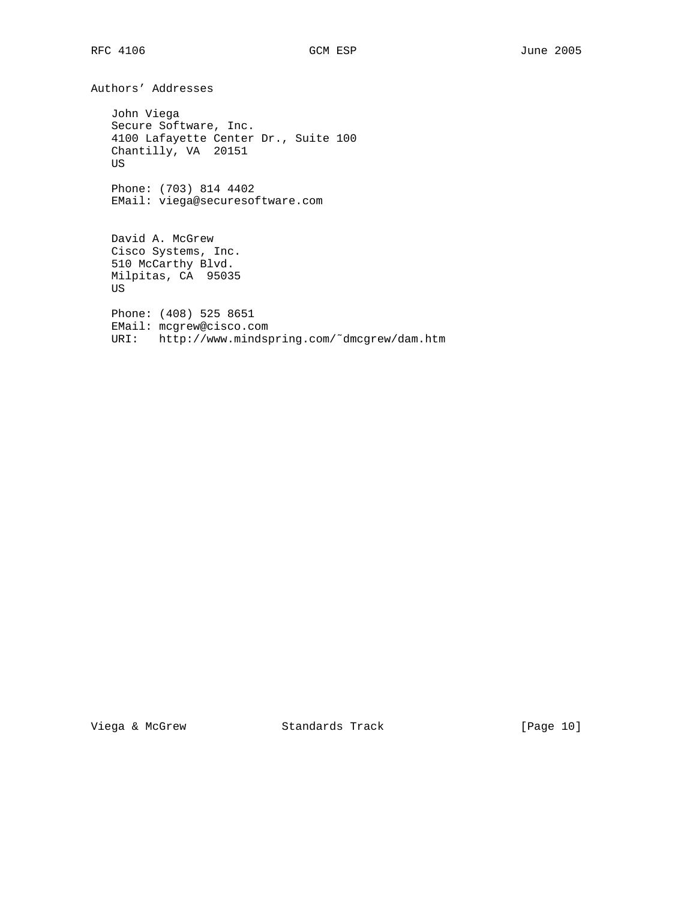## Authors' Addresses

John Viega
Secure Software, Inc.
4100 Lafayette Center Dr., Suite 100
Chantilly, VA  20151
US

Phone: (703) 814 4402
EMail: viega@securesoftware.com

David A. McGrew
Cisco Systems, Inc.
510 McCarthy Blvd.
Milpitas, CA  95035
US

Phone: (408) 525 8651
EMail: mcgrew@cisco.com
URI:   http://www.mindspring.com/~dmcgrew/dam.htm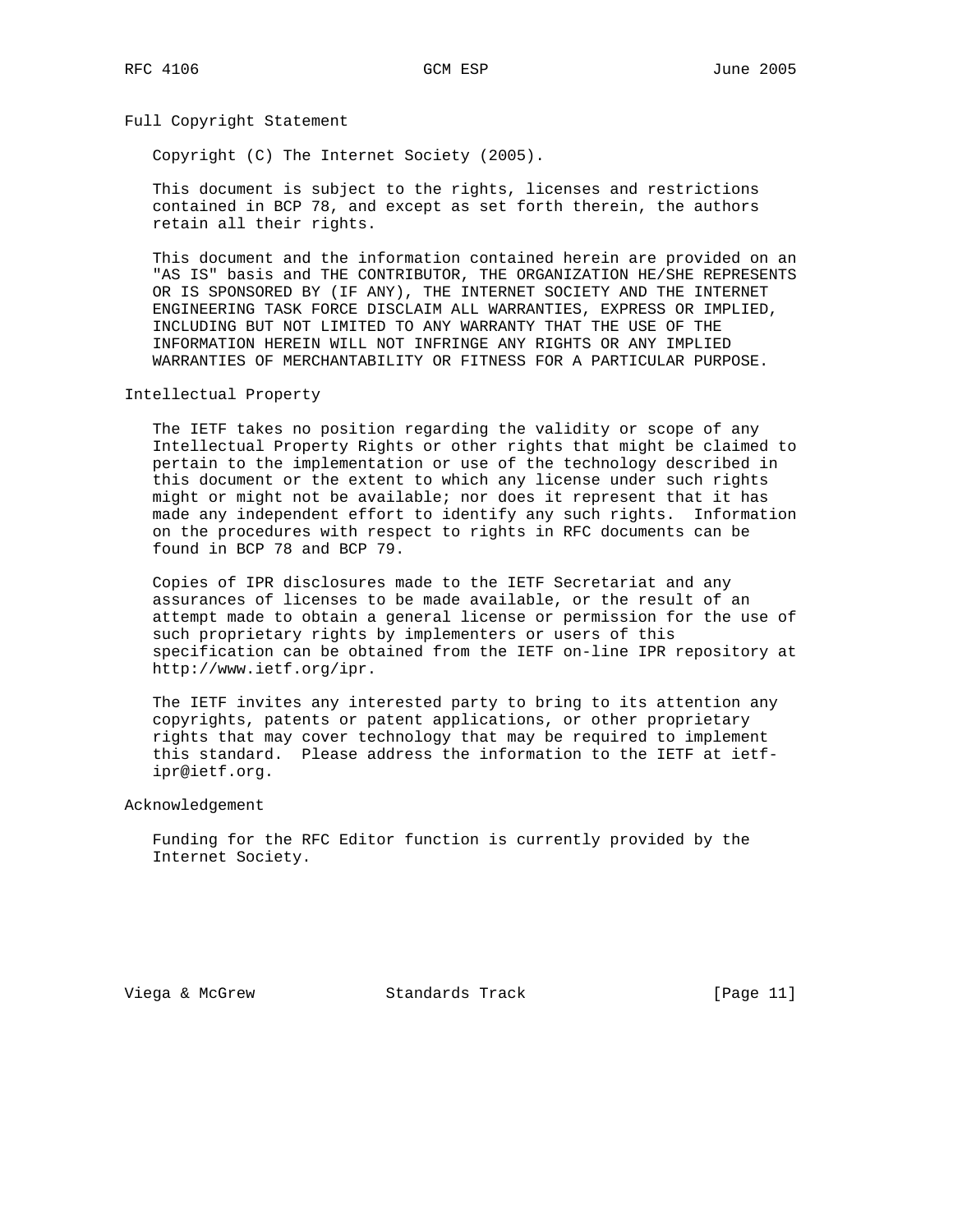## Full Copyright Statement

Copyright (C) The Internet Society (2005).

This document is subject to the rights, licenses and restrictions contained in BCP 78, and except as set forth therein, the authors retain all their rights.

This document and the information contained herein are provided on an "AS IS" basis and THE CONTRIBUTOR, THE ORGANIZATION HE/SHE REPRESENTS OR IS SPONSORED BY (IF ANY), THE INTERNET SOCIETY AND THE INTERNET ENGINEERING TASK FORCE DISCLAIM ALL WARRANTIES, EXPRESS OR IMPLIED, INCLUDING BUT NOT LIMITED TO ANY WARRANTY THAT THE USE OF THE INFORMATION HEREIN WILL NOT INFRINGE ANY RIGHTS OR ANY IMPLIED WARRANTIES OF MERCHANTABILITY OR FITNESS FOR A PARTICULAR PURPOSE.

## Intellectual Property

The IETF takes no position regarding the validity or scope of any Intellectual Property Rights or other rights that might be claimed to pertain to the implementation or use of the technology described in this document or the extent to which any license under such rights might or might not be available; nor does it represent that it has made any independent effort to identify any such rights. Information on the procedures with respect to rights in RFC documents can be found in BCP 78 and BCP 79.

Copies of IPR disclosures made to the IETF Secretariat and any assurances of licenses to be made available, or the result of an attempt made to obtain a general license or permission for the use of such proprietary rights by implementers or users of this specification can be obtained from the IETF on-line IPR repository at http://www.ietf.org/ipr.

The IETF invites any interested party to bring to its attention any copyrights, patents or patent applications, or other proprietary rights that may cover technology that may be required to implement this standard. Please address the information to the IETF at ietf-ipr@ietf.org.

## Acknowledgement

Funding for the RFC Editor function is currently provided by the Internet Society.